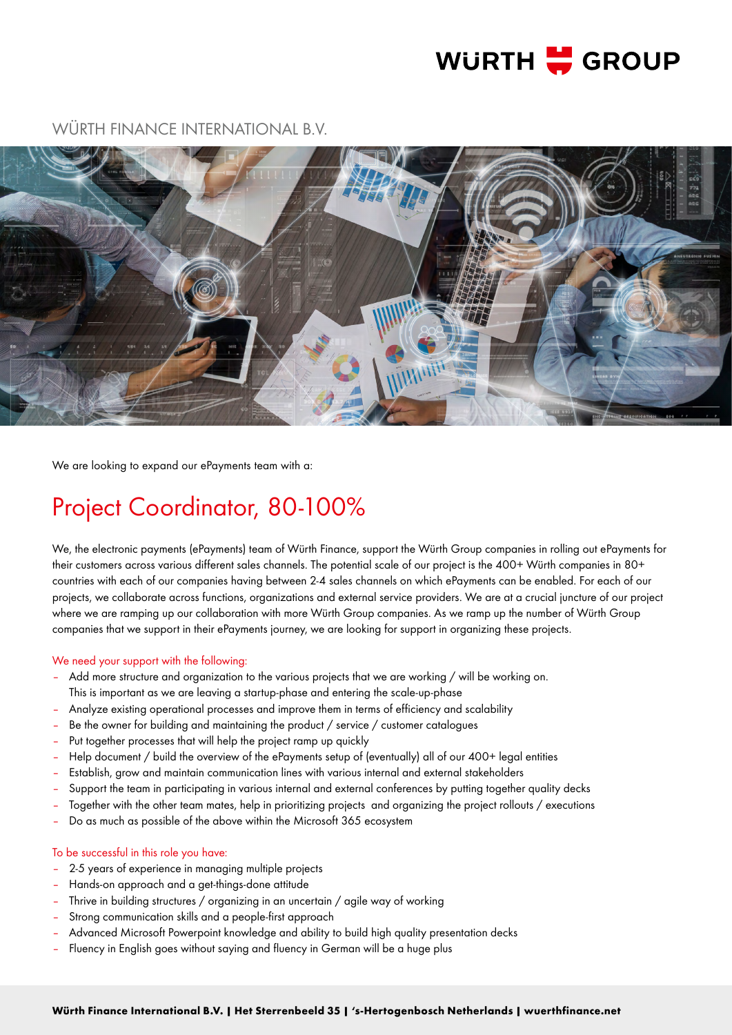WÜRTH GROUP

WÜRTH FINANCE INTERNATIONAL B.V.

We are looking to expand our ePayments team with a:

# Project Coordinator, 80-100%

We, the electronic payments (ePayments) team of Würth Finance, support the Würth Group companies in rolling out ePayments for their customers across various different sales channels. The potential scale of our project is the 400+ Würth companies in 80+ countries with each of our companies having between 2-4 sales channels on which ePayments can be enabled. For each of our projects, we collaborate across functions, organizations and external service providers. We are at a crucial juncture of our project where we are ramping up our collaboration with more Würth Group companies. As we ramp up the number of Würth Group companies that we support in their ePayments journey, we are looking for support in organizing these projects.

## We need your support with the following:

- Add more structure and organization to the various projects that we are working / will be working on. This is important as we are leaving a startup-phase and entering the scale-up-phase
- Analyze existing operational processes and improve them in terms of efficiency and scalability
- Be the owner for building and maintaining the product / service / customer catalogues
- Put together processes that will help the project ramp up quickly
- Help document / build the overview of the ePayments setup of (eventually) all of our 400+ legal entities
- Establish, grow and maintain communication lines with various internal and external stakeholders
- Support the team in participating in various internal and external conferences by putting together quality decks
- Together with the other team mates, help in prioritizing projects and organizing the project rollouts / executions
- Do as much as possible of the above within the Microsoft 365 ecosystem

## To be successful in this role you have:

- 2-5 years of experience in managing multiple projects
- Hands-on approach and a get-things-done attitude
- Thrive in building structures / organizing in an uncertain / agile way of working
- Strong communication skills and a people-first approach
- Advanced Microsoft Powerpoint knowledge and ability to build high quality presentation decks
- Fluency in English goes without saying and fluency in German will be a huge plus

**Würth Finance International B.V. | Het Sterrenbeeld 35 | 's-Hertogenbosch Netherlands | wuerthfinance.net**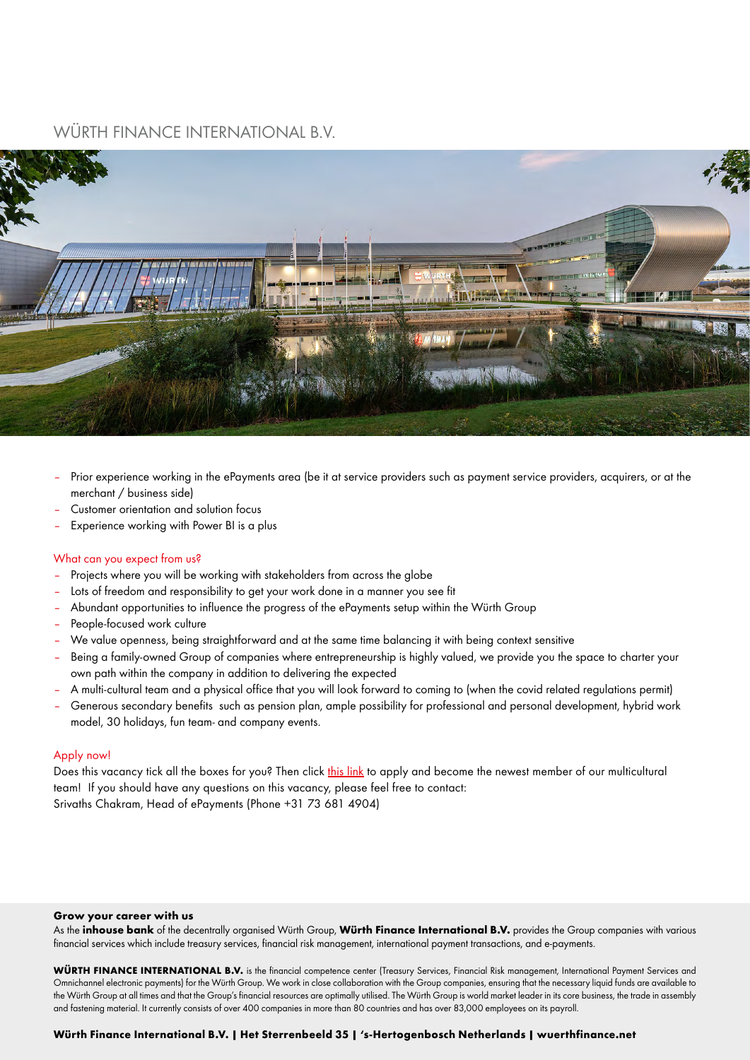# WÜRTH FINANCE INTERNATIONAL B.V.

- Prior experience working in the ePayments area (be it at service providers such as payment service providers, acquirers, or at the merchant / business side)
- Customer orientation and solution focus
- Experience working with Power BI is a plus

## What can you expect from us?

- Projects where you will be working with stakeholders from across the globe
- Lots of freedom and responsibility to get your work done in a manner you see fit
- Abundant opportunities to influence the progress of the ePayments setup within the Würth Group
- People-focused work culture
- We value openness, being straightforward and at the same time balancing it with being context sensitive
- Being a family-owned Group of companies where entrepreneurship is highly valued, we provide you the space to charter your own path within the company in addition to delivering the expected
- A multi-cultural team and a physical office that you will look forward to coming to (when the covid related regulations permit)
- Generous secondary benefits such as pension plan, ample possibility for professional and personal development, hybrid work model, 30 holidays, fun team- and company events.

## Apply now!

Does this vacancy tick all the boxes for you? Then click this link to apply and become the newest member of our multicultural team! If you should have any questions on this vacancy, please feel free to contact:
Srivaths Chakram, Head of ePayments (Phone +31 73 681 4904)

**Grow your career with us**

As the **inhouse bank** of the decentrally organised Würth Group, **Würth Finance International B.V.** provides the Group companies with various financial services which include treasury services, financial risk management, international payment transactions, and e-payments.

**WÜRTH FINANCE INTERNATIONAL B.V.** is the financial competence center (Treasury Services, Financial Risk management, International Payment Services and Omnichannel electronic payments) for the Würth Group. We work in close collaboration with the Group companies, ensuring that the necessary liquid funds are available to the Würth Group at all times and that the Group's financial resources are optimally utilised. The Würth Group is world market leader in its core business, the trade in assembly and fastening material. It currently consists of over 400 companies in more than 80 countries and has over 83,000 employees on its payroll.

**Würth Finance International B.V. | Het Sterrenbeeld 35 | 's-Hertogenbosch Netherlands | wuerthfinance.net**